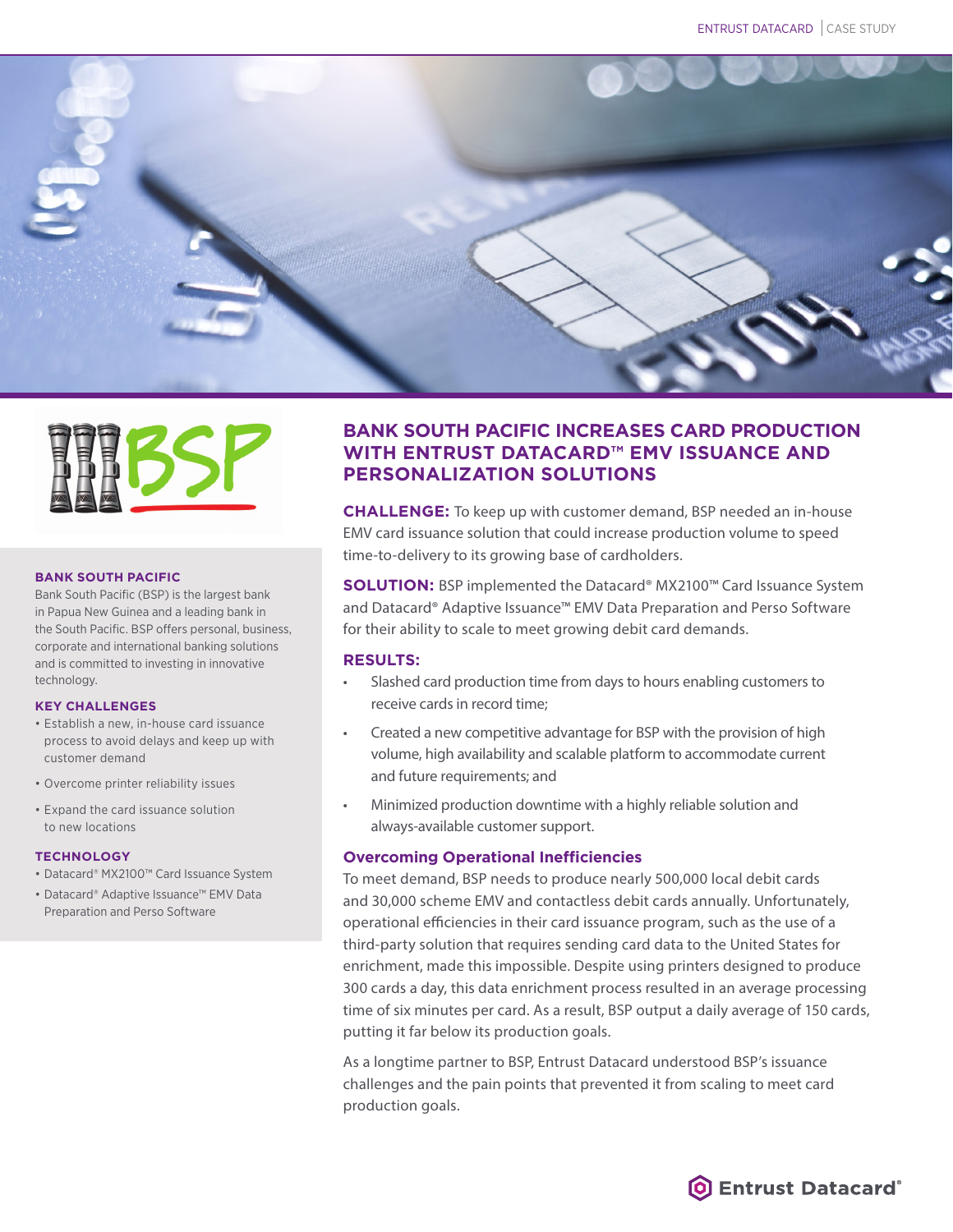# BANK SOUTH PACIFIC INCREASES CARD PRODUCTION WITH ENTRUST DATACARD™ EMV ISSUANCE AND PERSONALIZATION SOLUTIONS

### BANK SOUTH PACIFIC

Bank South Pacific (BSP) is the largest bank in Papua New Guinea and a leading bank in the South Pacific. BSP offers personal, business, corporate and international banking solutions and is committed to investing in innovative technology.

### KEY CHALLENGES

- Establish a new, in-house card issuance process to avoid delays and keep up with customer demand
- Overcome printer reliability issues
- Expand the card issuance solution to new locations

### TECHNOLOGY

- Datacard® MX2100™ Card Issuance System
- Datacard® Adaptive Issuance™ EMV Data Preparation and Perso Software

**CHALLENGE:** To keep up with customer demand, BSP needed an in-house EMV card issuance solution that could increase production volume to speed time-to-delivery to its growing base of cardholders.

**SOLUTION:** BSP implemented the Datacard® MX2100™ Card Issuance System and Datacard® Adaptive Issuance™ EMV Data Preparation and Perso Software for their ability to scale to meet growing debit card demands.

**RESULTS:**

- Slashed card production time from days to hours enabling customers to receive cards in record time;
- Created a new competitive advantage for BSP with the provision of high volume, high availability and scalable platform to accommodate current and future requirements; and
- Minimized production downtime with a highly reliable solution and always-available customer support.

## Overcoming Operational Inefficiencies

To meet demand, BSP needs to produce nearly 500,000 local debit cards and 30,000 scheme EMV and contactless debit cards annually. Unfortunately, operational efficiencies in their card issuance program, such as the use of a third-party solution that requires sending card data to the United States for enrichment, made this impossible. Despite using printers designed to produce 300 cards a day, this data enrichment process resulted in an average processing time of six minutes per card. As a result, BSP output a daily average of 150 cards, putting it far below its production goals.

As a longtime partner to BSP, Entrust Datacard understood BSP's issuance challenges and the pain points that prevented it from scaling to meet card production goals.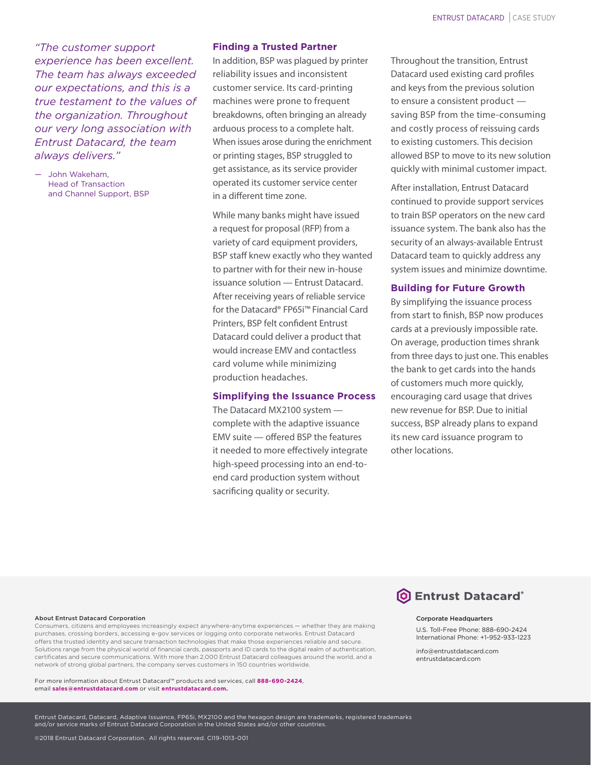*"The customer support experience has been excellent. The team has always exceeded our expectations, and this is a true testament to the values of the organization. Throughout our very long association with Entrust Datacard, the team always delivers."*

— John Wakeham, Head of Transaction and Channel Support, BSP

## Finding a Trusted Partner

In addition, BSP was plagued by printer reliability issues and inconsistent customer service. Its card-printing machines were prone to frequent breakdowns, often bringing an already arduous process to a complete halt. When issues arose during the enrichment or printing stages, BSP struggled to get assistance, as its service provider operated its customer service center in a different time zone.

While many banks might have issued a request for proposal (RFP) from a variety of card equipment providers, BSP staff knew exactly who they wanted to partner with for their new in-house issuance solution — Entrust Datacard. After receiving years of reliable service for the Datacard® FP65i™ Financial Card Printers, BSP felt confident Entrust Datacard could deliver a product that would increase EMV and contactless card volume while minimizing production headaches.

## Simplifying the Issuance Process

The Datacard MX2100 system — complete with the adaptive issuance EMV suite — offered BSP the features it needed to more effectively integrate high-speed processing into an end-to-end card production system without sacrificing quality or security.

Throughout the transition, Entrust Datacard used existing card profiles and keys from the previous solution to ensure a consistent product — saving BSP from the time-consuming and costly process of reissuing cards to existing customers. This decision allowed BSP to move to its new solution quickly with minimal customer impact.

After installation, Entrust Datacard continued to provide support services to train BSP operators on the new card issuance system. The bank also has the security of an always-available Entrust Datacard team to quickly address any system issues and minimize downtime.

## Building for Future Growth

By simplifying the issuance process from start to finish, BSP now produces cards at a previously impossible rate. On average, production times shrank from three days to just one. This enables the bank to get cards into the hands of customers much more quickly, encouraging card usage that drives new revenue for BSP. Due to initial success, BSP already plans to expand its new card issuance program to other locations.

**About Entrust Datacard Corporation**

Consumers, citizens and employees increasingly expect anywhere-anytime experiences — whether they are making purchases, crossing borders, accessing e-gov services or logging onto corporate networks. Entrust Datacard offers the trusted identity and secure transaction technologies that make those experiences reliable and secure. Solutions range from the physical world of financial cards, passports and ID cards to the digital realm of authentication, certificates and secure communications. With more than 2,000 Entrust Datacard colleagues around the world, and a network of strong global partners, the company serves customers in 150 countries worldwide.

For more information about Entrust Datacard™ products and services, call **888-690-2424**, email **sales@entrustdatacard.com** or visit **entrustdatacard.com.**

Entrust Datacard®

**Corporate Headquarters**

U.S. Toll-Free Phone: 888-690-2424
International Phone: +1-952-933-1223

info@entrustdatacard.com
entrustdatacard.com

Entrust Datacard, Datacard, Adaptive Issuance, FP65i, MX2100 and the hexagon design are trademarks, registered trademarks and/or service marks of Entrust Datacard Corporation in the United States and/or other countries.

©2018 Entrust Datacard Corporation. All rights reserved. CI19-1013-001